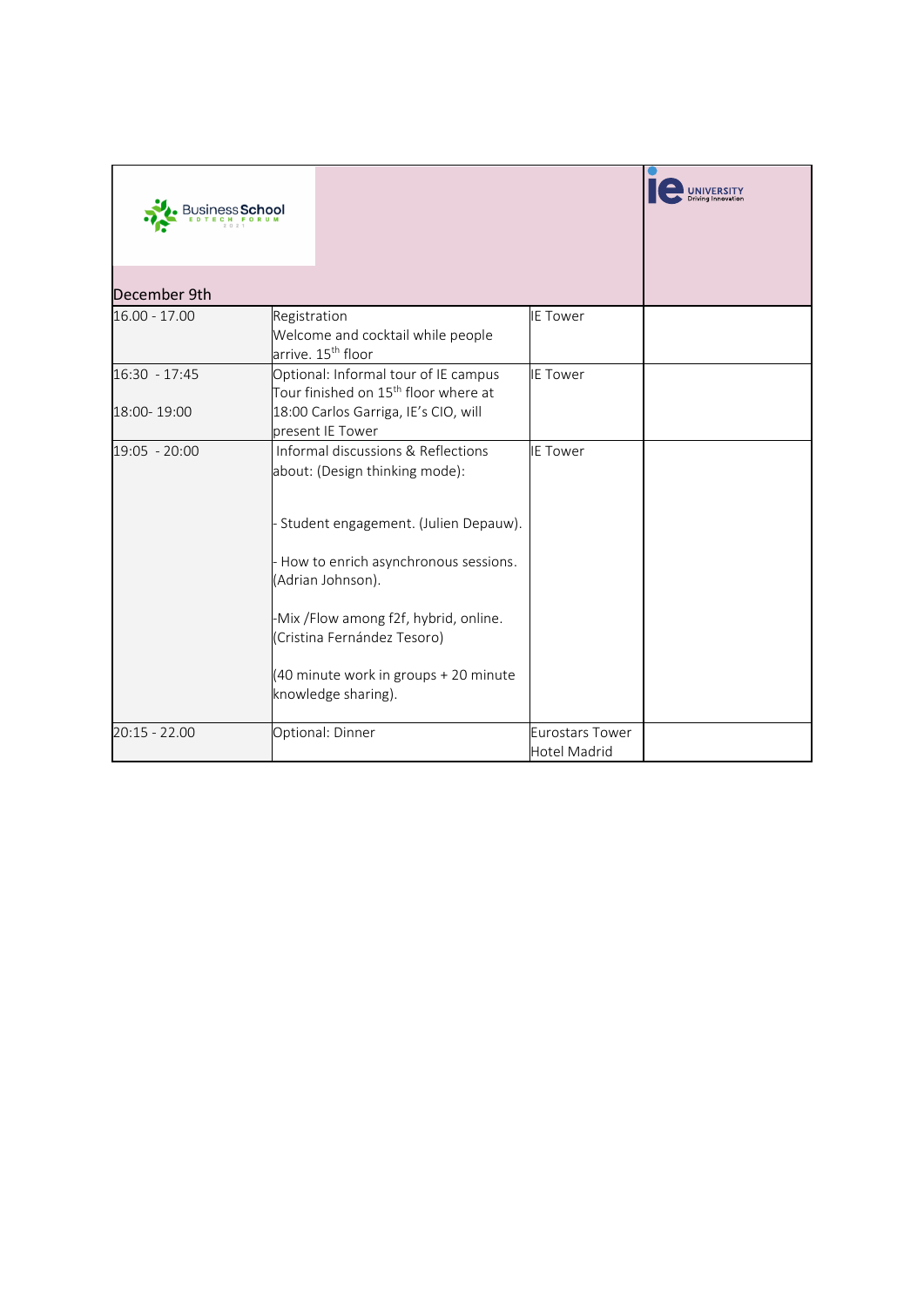Business School EDTECH FORUM 2021

IE UNIVERSITY Driving Innovation

## December 9th

| | | | |
|---|---|---|---|
| 16.00 - 17.00 | Registration<br>Welcome and cocktail while people arrive. 15th floor | IE Tower | |
| 16:30 - 17:45<br><br>18:00- 19:00 | Optional: Informal tour of IE campus<br>Tour finished on 15th floor where at 18:00 Carlos Garriga, IE's CIO, will present IE Tower | IE Tower | |
| 19:05 - 20:00 | Informal discussions & Reflections about: (Design thinking mode):<br><br>- Student engagement. (Julien Depauw).<br><br>- How to enrich asynchronous sessions. (Adrian Johnson).<br><br>-Mix /Flow among f2f, hybrid, online. (Cristina Fernández Tesoro)<br><br>(40 minute work in groups + 20 minute knowledge sharing). | IE Tower | |
| 20:15 - 22.00 | Optional: Dinner | Eurostars Tower Hotel Madrid | |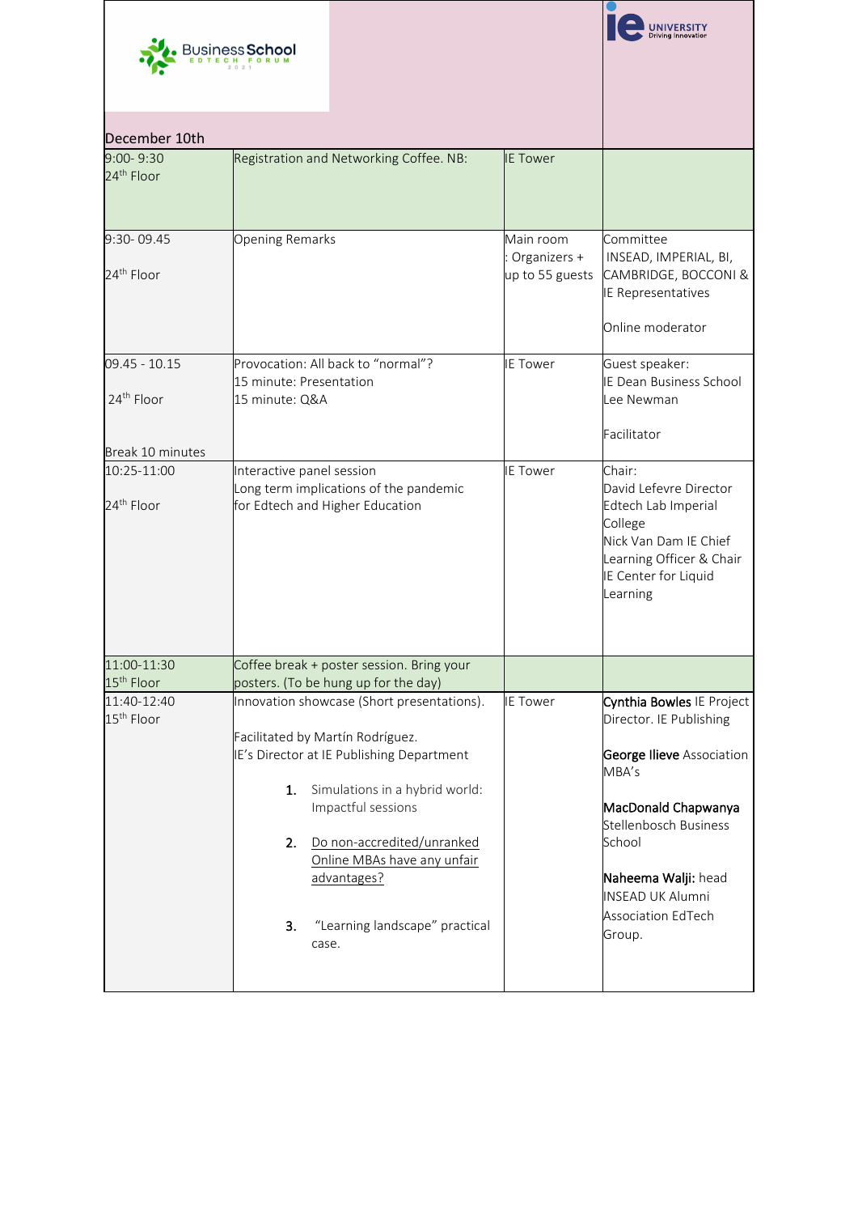Business School EDTECH FORUM 2021

IE UNIVERSITY Driving Innovation

December 10th

| | | | |
|---|---|---|---|
| 9:00- 9:30<br>24th Floor | Registration and Networking Coffee. NB: | IE Tower | |
| 9:30- 09.45<br><br>24th Floor | Opening Remarks | Main room<br>: Organizers + up to 55 guests | Committee<br>INSEAD, IMPERIAL, BI, CAMBRIDGE, BOCCONI & IE Representatives<br><br>Online moderator |
| 09.45 - 10.15<br><br>24th Floor<br><br>Break 10 minutes | Provocation: All back to "normal"?<br>15 minute: Presentation<br>15 minute: Q&A | IE Tower | Guest speaker:<br>IE Dean Business School Lee Newman<br><br>Facilitator |
| 10:25-11:00<br><br>24th Floor | Interactive panel session<br>Long term implications of the pandemic for Edtech and Higher Education | IE Tower | Chair:<br>David Lefevre Director Edtech Lab Imperial College<br>Nick Van Dam IE Chief Learning Officer & Chair IE Center for Liquid Learning |
| 11:00-11:30<br>15th Floor | Coffee break + poster session. Bring your posters. (To be hung up for the day) | | |
| 11:40-12:40<br>15th Floor | Innovation showcase (Short presentations).<br><br>Facilitated by Martín Rodríguez. IE's Director at IE Publishing Department<br><br>1. Simulations in a hybrid world: Impactful sessions<br><br>2. Do non-accredited/unranked Online MBAs have any unfair advantages?<br><br>3. "Learning landscape" practical case. | IE Tower | **Cynthia Bowles** IE Project Director. IE Publishing<br><br>**George Ilieve** Association MBA's<br><br>**MacDonald Chapwanya** Stellenbosch Business School<br><br>**Naheema Walji:** head INSEAD UK Alumni Association EdTech Group. |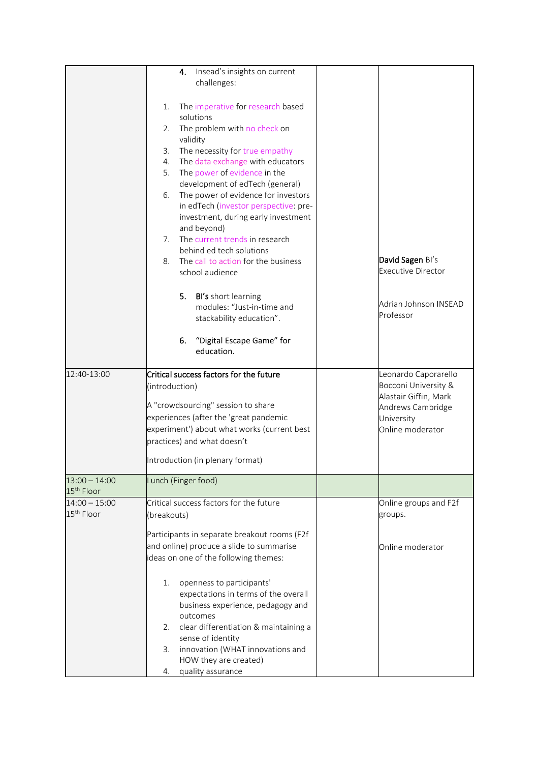| | | | |
|---|---|---|---|
| | 4. **Insead's insights on current challenges:**<br><br>1. The imperative for research based solutions<br>2. The problem with no check on validity<br>3. The necessity for true empathy<br>4. The data exchange with educators<br>5. The power of evidence in the development of edTech (general)<br>6. The power of evidence for investors in edTech (investor perspective: pre-investment, during early investment and beyond)<br>7. The current trends in research behind ed tech solutions<br>8. The call to action for the business school audience<br><br>5. **BI's** short learning modules: "Just-in-time and stackability education".<br><br>6. "Digital Escape Game" for education. | | **David Sagen** BI's Executive Director<br><br>Adrian Johnson INSEAD Professor |
| 12:40-13:00 | **Critical success factors for the future** (introduction)<br><br>A "crowdsourcing" session to share experiences (after the 'great pandemic experiment') about what works (current best practices) and what doesn't<br><br>Introduction (in plenary format) | | Leonardo Caporarello Bocconi University & Alastair Giffin, Mark Andrews Cambridge University<br>Online moderator |
| 13:00 – 14:00<br>15th Floor | Lunch (Finger food) | | |
| 14:00 – 15:00<br>15th Floor | Critical success factors for the future (breakouts)<br><br>Participants in separate breakout rooms (F2f and online) produce a slide to summarise ideas on one of the following themes:<br><br>1. openness to participants' expectations in terms of the overall business experience, pedagogy and outcomes<br>2. clear differentiation & maintaining a sense of identity<br>3. innovation (WHAT innovations and HOW they are created)<br>4. quality assurance | | Online groups and F2f groups.<br><br>Online moderator |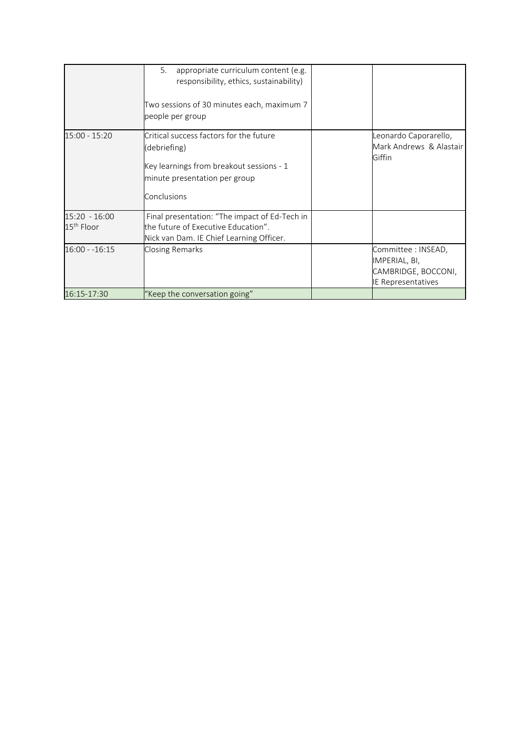| | | | |
|---|---|---|---|
| | 5. appropriate curriculum content (e.g. responsibility, ethics, sustainability)<br><br>Two sessions of 30 minutes each, maximum 7 people per group | | |
| 15:00 - 15:20 | Critical success factors for the future (debriefing)<br><br>Key learnings from breakout sessions - 1 minute presentation per group<br><br>Conclusions | | Leonardo Caporarello, Mark Andrews & Alastair Giffin |
| 15:20 - 16:00<br>15th Floor | Final presentation: "The impact of Ed-Tech in the future of Executive Education".<br>Nick van Dam. IE Chief Learning Officer. | | |
| 16:00 - -16:15 | Closing Remarks | | Committee : INSEAD, IMPERIAL, BI, CAMBRIDGE, BOCCONI, IE Representatives |
| 16:15-17:30 | "Keep the conversation going" | | |